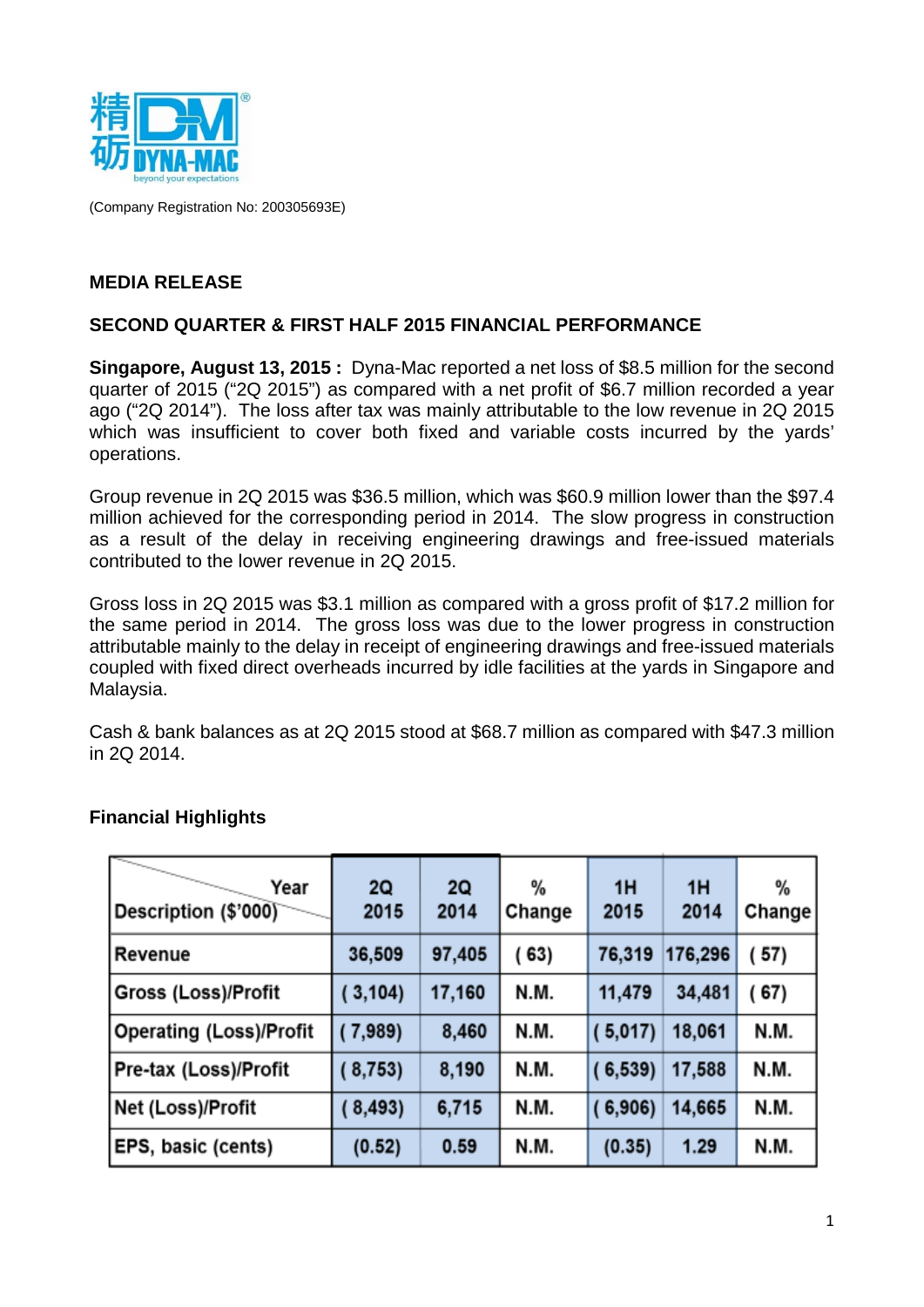(Company Registration No: 200305693E)

**MEDIA RELEASE**

**SECOND QUARTER & FIRST HALF 2015 FINANCIAL PERFORMANCE**

**Singapore, August 13, 2015 :** Dyna-Mac reported a net loss of $8.5 million for the second quarter of 2015 ("2Q 2015") as compared with a net profit of $6.7 million recorded a year ago ("2Q 2014"). The loss after tax was mainly attributable to the low revenue in 2Q 2015 which was insufficient to cover both fixed and variable costs incurred by the yards' operations.

Group revenue in 2Q 2015 was $36.5 million, which was $60.9 million lower than the $97.4 million achieved for the corresponding period in 2014. The slow progress in construction as a result of the delay in receiving engineering drawings and free-issued materials contributed to the lower revenue in 2Q 2015.

Gross loss in 2Q 2015 was $3.1 million as compared with a gross profit of $17.2 million for the same period in 2014. The gross loss was due to the lower progress in construction attributable mainly to the delay in receipt of engineering drawings and free-issued materials coupled with fixed direct overheads incurred by idle facilities at the yards in Singapore and Malaysia.

Cash & bank balances as at 2Q 2015 stood at $68.7 million as compared with $47.3 million in 2Q 2014.

**Financial Highlights**

| Description ($'000) / Year | 2Q 2015 | 2Q 2014 | % Change | 1H 2015 | 1H 2014 | % Change |
|---|---|---|---|---|---|---|
| Revenue | 36,509 | 97,405 | ( 63) | 76,319 | 176,296 | ( 57) |
| Gross (Loss)/Profit | ( 3,104) | 17,160 | N.M. | 11,479 | 34,481 | ( 67) |
| Operating (Loss)/Profit | ( 7,989) | 8,460 | N.M. | ( 5,017) | 18,061 | N.M. |
| Pre-tax (Loss)/Profit | ( 8,753) | 8,190 | N.M. | ( 6,539) | 17,588 | N.M. |
| Net (Loss)/Profit | ( 8,493) | 6,715 | N.M. | ( 6,906) | 14,665 | N.M. |
| EPS, basic (cents) | (0.52) | 0.59 | N.M. | (0.35) | 1.29 | N.M. |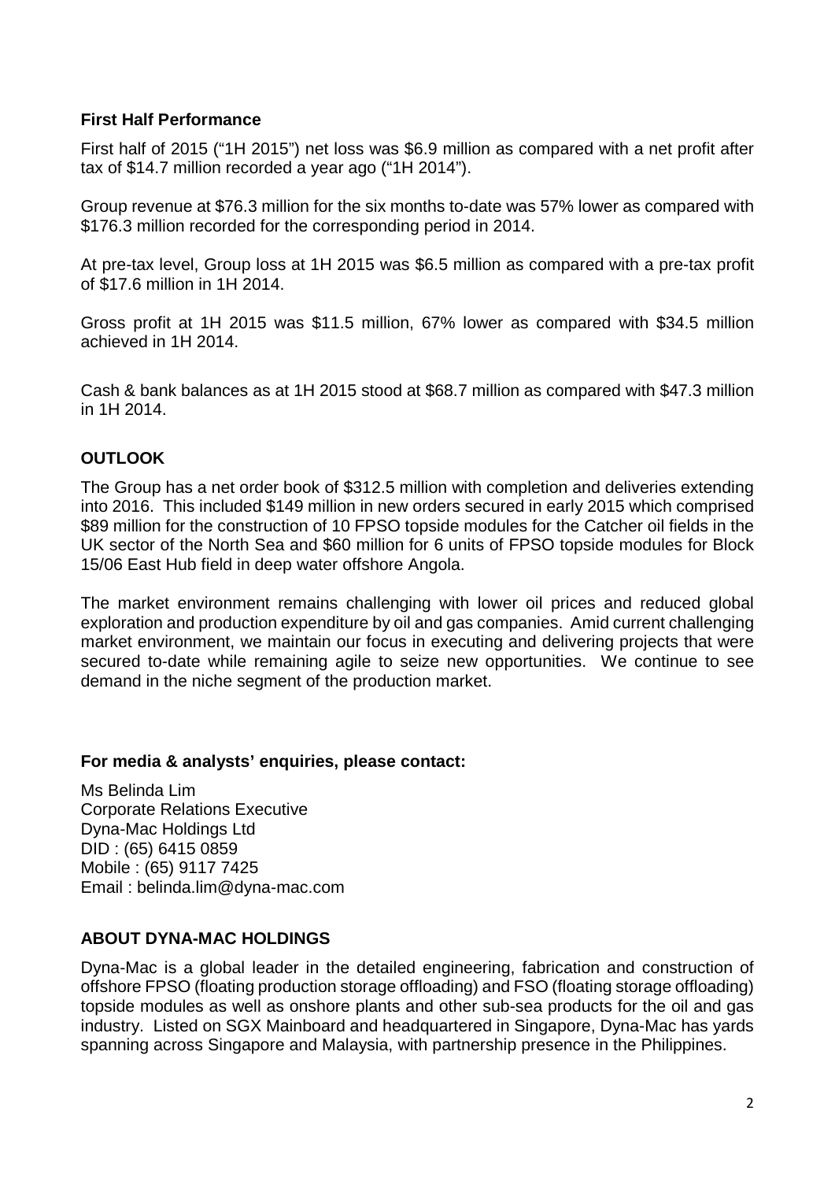**First Half Performance**

First half of 2015 ("1H 2015") net loss was $6.9 million as compared with a net profit after tax of $14.7 million recorded a year ago ("1H 2014").

Group revenue at $76.3 million for the six months to-date was 57% lower as compared with $176.3 million recorded for the corresponding period in 2014.

At pre-tax level, Group loss at 1H 2015 was $6.5 million as compared with a pre-tax profit of $17.6 million in 1H 2014.

Gross profit at 1H 2015 was $11.5 million, 67% lower as compared with $34.5 million achieved in 1H 2014.

Cash & bank balances as at 1H 2015 stood at $68.7 million as compared with $47.3 million in 1H 2014.

## OUTLOOK

The Group has a net order book of $312.5 million with completion and deliveries extending into 2016. This included $149 million in new orders secured in early 2015 which comprised $89 million for the construction of 10 FPSO topside modules for the Catcher oil fields in the UK sector of the North Sea and $60 million for 6 units of FPSO topside modules for Block 15/06 East Hub field in deep water offshore Angola.

The market environment remains challenging with lower oil prices and reduced global exploration and production expenditure by oil and gas companies. Amid current challenging market environment, we maintain our focus in executing and delivering projects that were secured to-date while remaining agile to seize new opportunities. We continue to see demand in the niche segment of the production market.

**For media & analysts' enquiries, please contact:**

Ms Belinda Lim
Corporate Relations Executive
Dyna-Mac Holdings Ltd
DID : (65) 6415 0859
Mobile : (65) 9117 7425
Email : belinda.lim@dyna-mac.com

## ABOUT DYNA-MAC HOLDINGS

Dyna-Mac is a global leader in the detailed engineering, fabrication and construction of offshore FPSO (floating production storage offloading) and FSO (floating storage offloading) topside modules as well as onshore plants and other sub-sea products for the oil and gas industry. Listed on SGX Mainboard and headquartered in Singapore, Dyna-Mac has yards spanning across Singapore and Malaysia, with partnership presence in the Philippines.